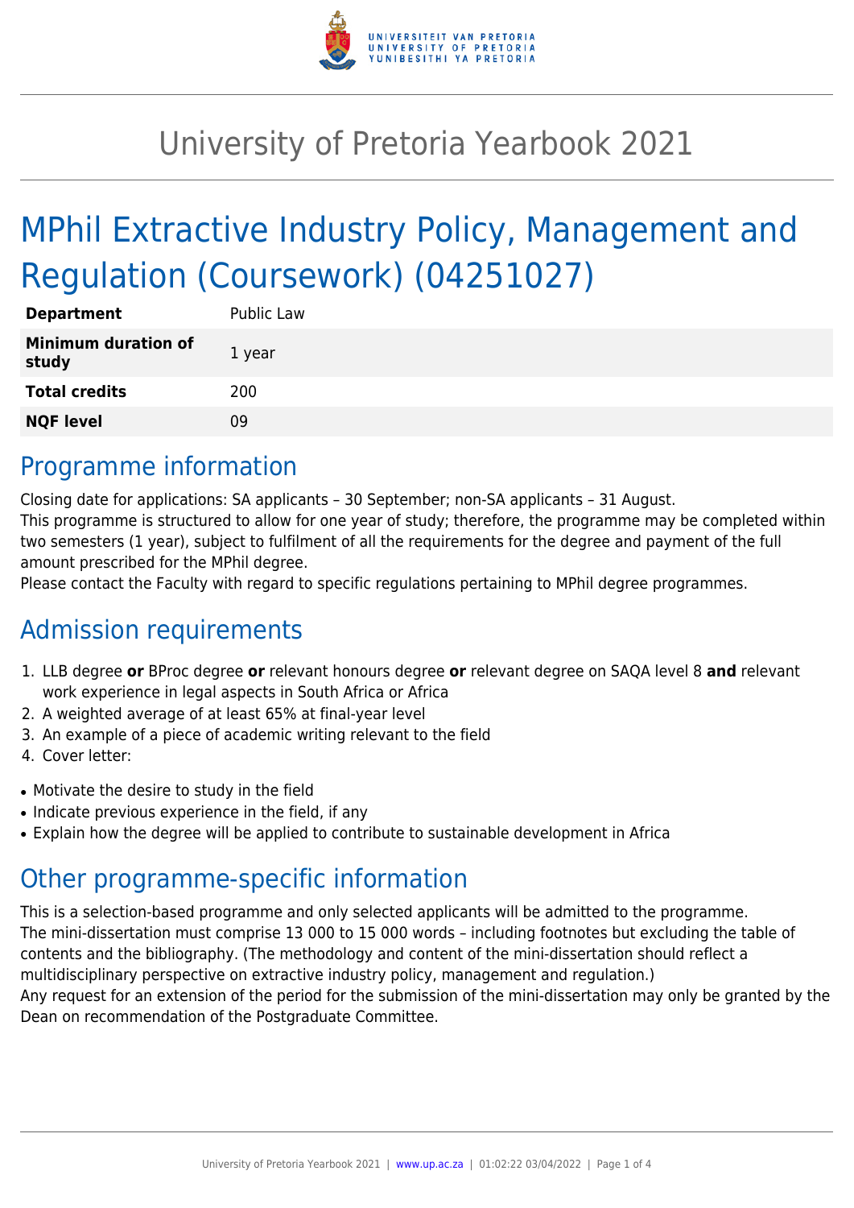# University of Pretoria Yearbook 2021

# MPhil Extractive Industry Policy, Management and Regulation (Coursework) (04251027)

| | |
|---|---|
| **Department** | Public Law |
| **Minimum duration of study** | 1 year |
| **Total credits** | 200 |
| **NQF level** | 09 |

## Programme information

Closing date for applications: SA applicants – 30 September; non-SA applicants – 31 August.
This programme is structured to allow for one year of study; therefore, the programme may be completed within two semesters (1 year), subject to fulfilment of all the requirements for the degree and payment of the full amount prescribed for the MPhil degree.
Please contact the Faculty with regard to specific regulations pertaining to MPhil degree programmes.

## Admission requirements

1. LLB degree **or** BProc degree **or** relevant honours degree **or** relevant degree on SAQA level 8 **and** relevant work experience in legal aspects in South Africa or Africa
2. A weighted average of at least 65% at final-year level
3. An example of a piece of academic writing relevant to the field
4. Cover letter:

- Motivate the desire to study in the field
- Indicate previous experience in the field, if any
- Explain how the degree will be applied to contribute to sustainable development in Africa

## Other programme-specific information

This is a selection-based programme and only selected applicants will be admitted to the programme.
The mini-dissertation must comprise 13 000 to 15 000 words – including footnotes but excluding the table of contents and the bibliography. (The methodology and content of the mini-dissertation should reflect a multidisciplinary perspective on extractive industry policy, management and regulation.)
Any request for an extension of the period for the submission of the mini-dissertation may only be granted by the Dean on recommendation of the Postgraduate Committee.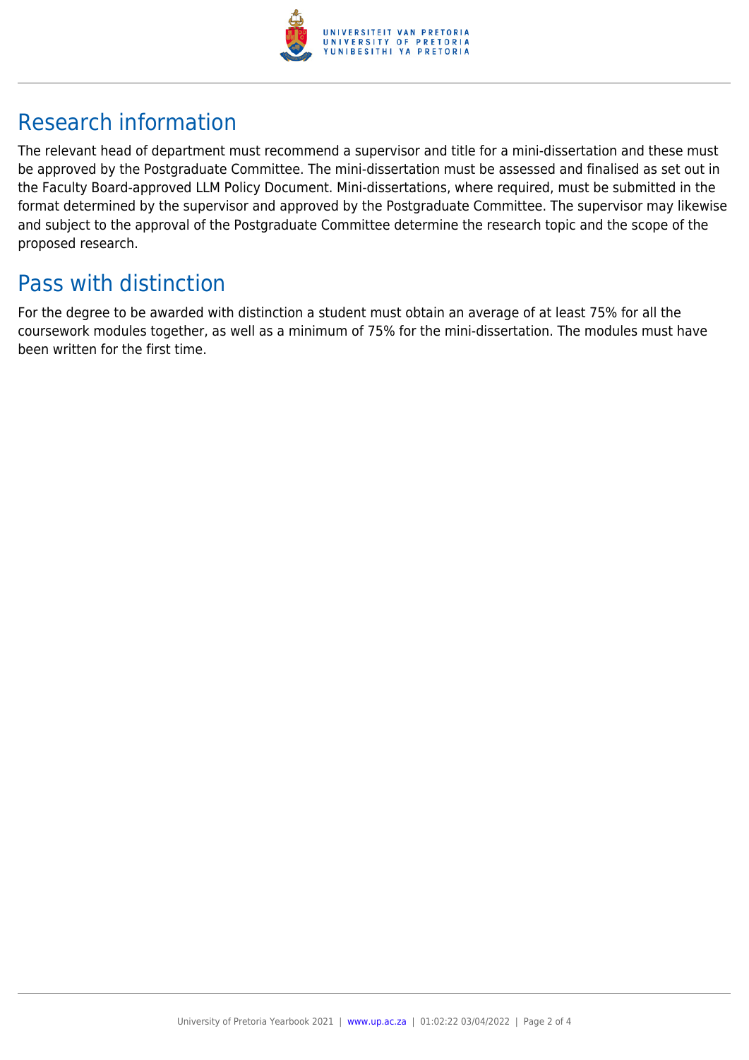## Research information

The relevant head of department must recommend a supervisor and title for a mini-dissertation and these must be approved by the Postgraduate Committee. The mini-dissertation must be assessed and finalised as set out in the Faculty Board-approved LLM Policy Document. Mini-dissertations, where required, must be submitted in the format determined by the supervisor and approved by the Postgraduate Committee. The supervisor may likewise and subject to the approval of the Postgraduate Committee determine the research topic and the scope of the proposed research.

## Pass with distinction

For the degree to be awarded with distinction a student must obtain an average of at least 75% for all the coursework modules together, as well as a minimum of 75% for the mini-dissertation. The modules must have been written for the first time.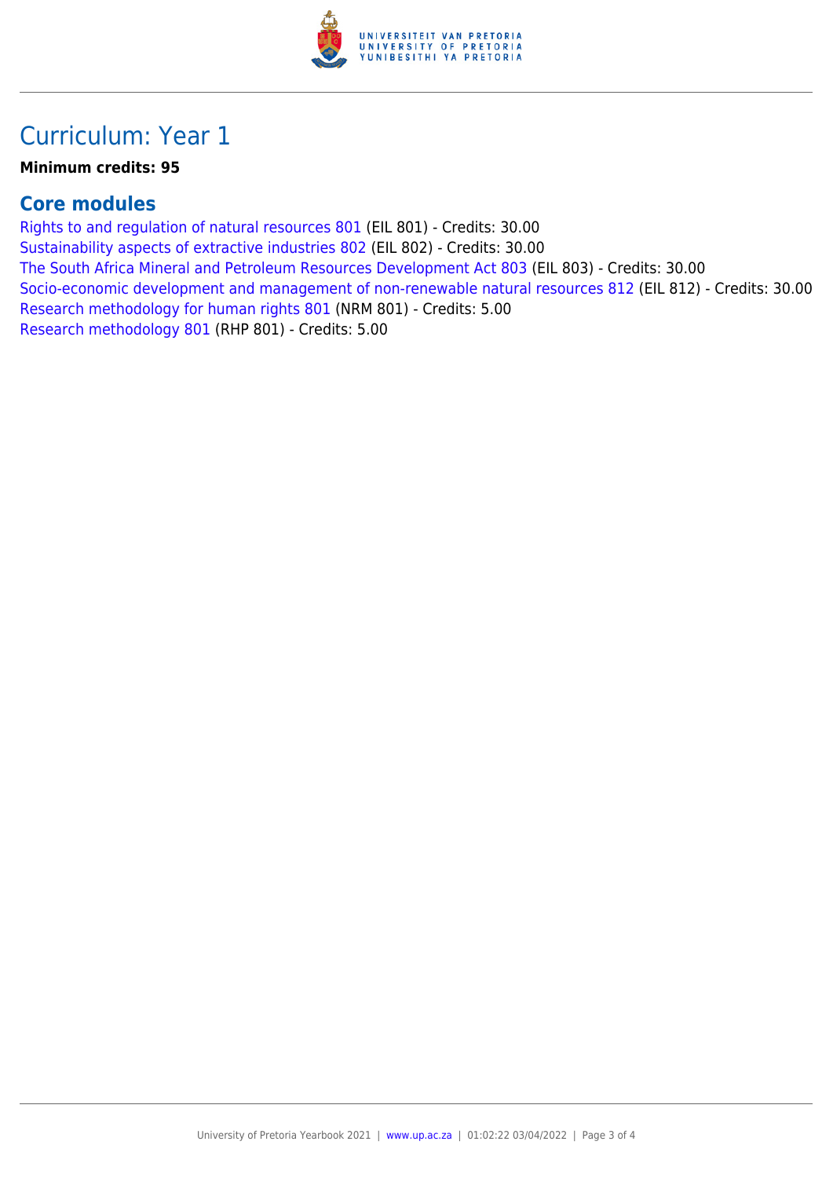# Curriculum: Year 1

**Minimum credits: 95**

## Core modules

Rights to and regulation of natural resources 801 (EIL 801) - Credits: 30.00
Sustainability aspects of extractive industries 802 (EIL 802) - Credits: 30.00
The South Africa Mineral and Petroleum Resources Development Act 803 (EIL 803) - Credits: 30.00
Socio-economic development and management of non-renewable natural resources 812 (EIL 812) - Credits: 30.00
Research methodology for human rights 801 (NRM 801) - Credits: 5.00
Research methodology 801 (RHP 801) - Credits: 5.00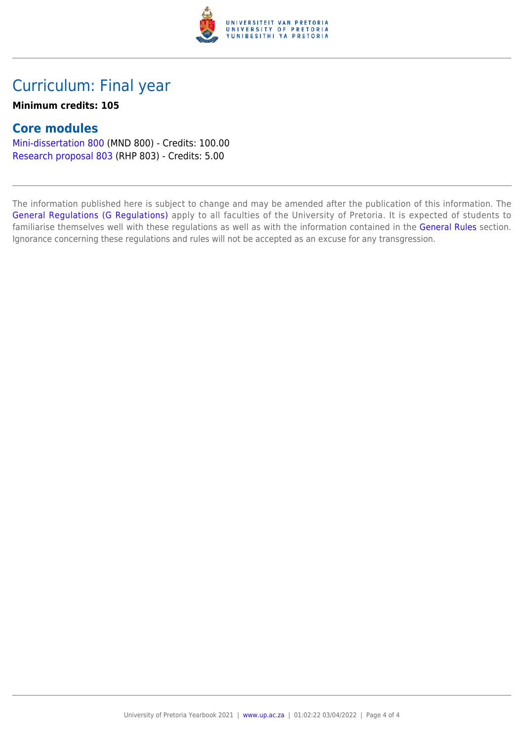## Curriculum: Final year

**Minimum credits: 105**

### Core modules

Mini-dissertation 800 (MND 800) - Credits: 100.00
Research proposal 803 (RHP 803) - Credits: 5.00

The information published here is subject to change and may be amended after the publication of this information. The General Regulations (G Regulations) apply to all faculties of the University of Pretoria. It is expected of students to familiarise themselves well with these regulations as well as with the information contained in the General Rules section. Ignorance concerning these regulations and rules will not be accepted as an excuse for any transgression.